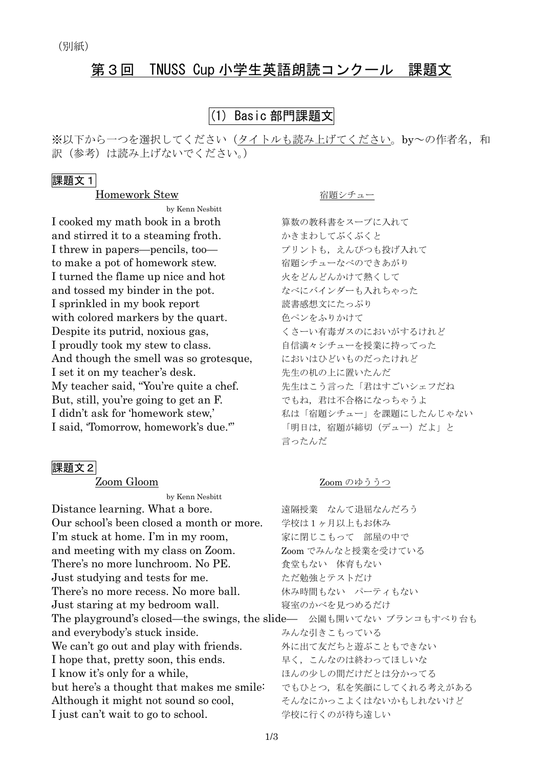（別紙）

# 第３回　TNUSS Cup 小学生英語朗読コンクール　課題文

## (1) Basic 部門課題文

※以下から一つを選択してください（タイトルも読み上げてください。by～の作者名，和訳（参考）は読み上げないでください。）

### 課題文１

| Homework Stew<br>by Kenn Nesbitt | 宿題シチュー |
| --- | --- |
| I cooked my math book in a broth | 算数の教科書をスープに入れて |
| and stirred it to a steaming froth. | かきまわしてぶくぶくと |
| I threw in papers—pencils, too— | プリントも，えんぴつも投げ入れて |
| to make a pot of homework stew. | 宿題シチューなべのできあがり |
| I turned the flame up nice and hot | 火をどんどんかけて熱くして |
| and tossed my binder in the pot. | なべにバインダーも入れちゃった |
| I sprinkled in my book report | 読書感想文にたっぷり |
| with colored markers by the quart. | 色ペンをふりかけて |
| Despite its putrid, noxious gas, | くさーい有毒ガスのにおいがするけれど |
| I proudly took my stew to class. | 自信満々シチューを授業に持ってった |
| And though the smell was so grotesque, | においはひどいものだったけれど |
| I set it on my teacher's desk. | 先生の机の上に置いたんだ |
| My teacher said, "You're quite a chef. | 先生はこう言った「君はすごいシェフだね |
| But, still, you're going to get an F. | でもね，君は不合格になっちゃうよ |
| I didn't ask for 'homework stew,' | 私は「宿題シチュー」を課題にしたんじゃない |
| I said, 'Tomorrow, homework's due.'" | 「明日は，宿題が締切（デュー）だよ」と言ったんだ |

### 課題文２

| Zoom Gloom<br>by Kenn Nesbitt | Zoom のゆううつ |
| --- | --- |
| Distance learning. What a bore. | 遠隔授業　なんて退屈なんだろう |
| Our school's been closed a month or more. | 学校は１ヶ月以上もお休み |
| I'm stuck at home. I'm in my room, | 家に閉じこもって　部屋の中で |
| and meeting with my class on Zoom. | Zoom でみんなと授業を受けている |
| There's no more lunchroom. No PE. | 食堂もない　体育もない |
| Just studying and tests for me. | ただ勉強とテストだけ |
| There's no more recess. No more ball. | 休み時間もない　パーティもない |
| Just staring at my bedroom wall. | 寝室のかべを見つめるだけ |
| The playground's closed—the swings, the slide— | 公園も開いてない ブランコもすべり台も |
| and everybody's stuck inside. | みんな引きこもっている |
| We can't go out and play with friends. | 外に出て友だちと遊ぶこともできない |
| I hope that, pretty soon, this ends. | 早く，こんなのは終わってほしいな |
| I know it's only for a while, | ほんの少しの間だけだとは分かってる |
| but here's a thought that makes me smile: | でもひとつ，私を笑顔にしてくれる考えがある |
| Although it might not sound so cool, | そんなにかっこよくはないかもしれないけど |
| I just can't wait to go to school. | 学校に行くのが待ち遠しい |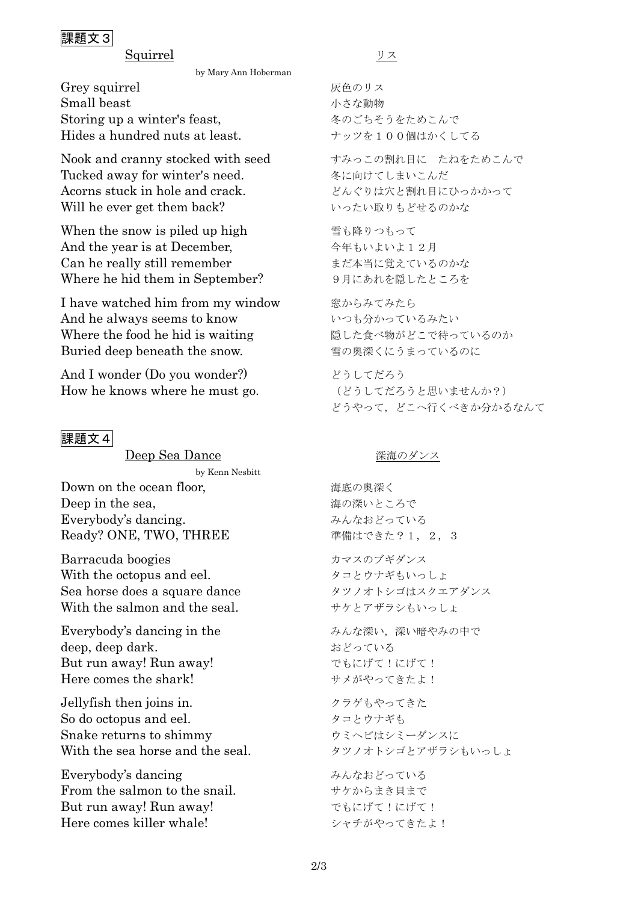## 課題文３

### Squirrel

by Mary Ann Hoberman

Grey squirrel
Small beast
Storing up a winter's feast,
Hides a hundred nuts at least.

Nook and cranny stocked with seed
Tucked away for winter's need.
Acorns stuck in hole and crack.
Will he ever get them back?

When the snow is piled up high
And the year is at December,
Can he really still remember
Where he hid them in September?

I have watched him from my window
And he always seems to know
Where the food he hid is waiting
Buried deep beneath the snow.

And I wonder (Do you wonder?)
How he knows where he must go.

### リス

灰色のリス
小さな動物
冬のごちそうをためこんで
ナッツを１００個はかくしてる

すみっこの割れ目に　たねをためこんで
冬に向けてしまいこんだ
どんぐりは穴と割れ目にひっかかって
いったい取りもどせるのかな

雪も降りつもって
今年もいよいよ１２月
まだ本当に覚えているのかな
９月にあれを隠したところを

窓からみてみたら
いつも分かっているみたい
隠した食べ物がどこで待っているのか
雪の奥深くにうまっているのに

どうしてだろう
（どうしてだろうと思いませんか？）
どうやって，どこへ行くべきか分かるなんて

## 課題文４

### Deep Sea Dance

by Kenn Nesbitt

Down on the ocean floor,
Deep in the sea,
Everybody's dancing.
Ready? ONE, TWO, THREE

Barracuda boogies
With the octopus and eel.
Sea horse does a square dance
With the salmon and the seal.

Everybody's dancing in the
deep, deep dark.
But run away! Run away!
Here comes the shark!

Jellyfish then joins in.
So do octopus and eel.
Snake returns to shimmy
With the sea horse and the seal.

Everybody's dancing
From the salmon to the snail.
But run away! Run away!
Here comes killer whale!

### 深海のダンス

海底の奥深く
海の深いところで
みんなおどっている
準備はできた？１，２，３

カマスのブギダンス
タコとウナギもいっしょ
タツノオトシゴはスクエアダンス
サケとアザラシもいっしょ

みんな深い，深い暗やみの中で
おどっている
でもにげて！にげて！
サメがやってきたよ！

クラゲもやってきた
タコとウナギも
ウミヘビはシミーダンスに
タツノオトシゴとアザラシもいっしょ

みんなおどっている
サケからまき貝まで
でもにげて！にげて！
シャチがやってきたよ！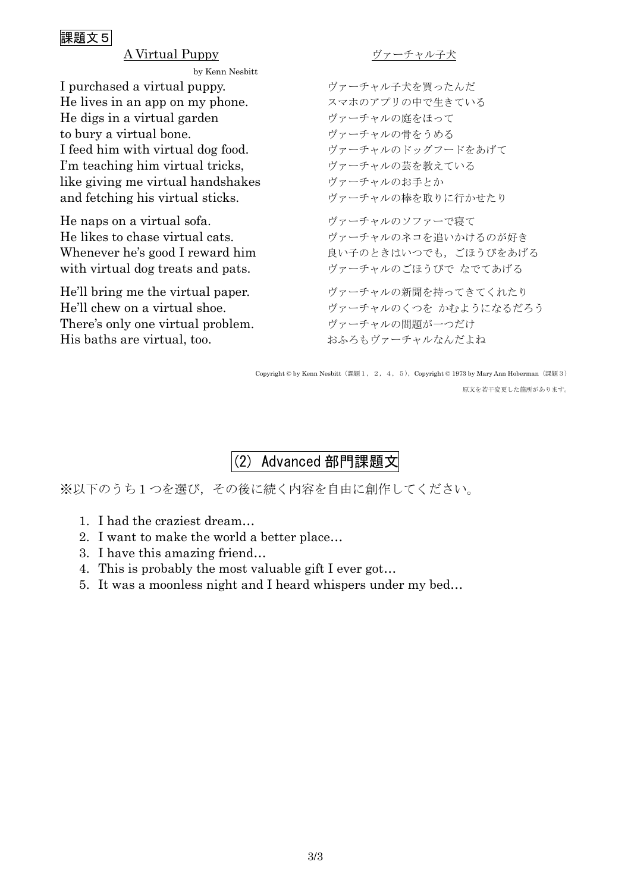課題文５

## A Virtual Puppy

by Kenn Nesbitt

I purchased a virtual puppy.
He lives in an app on my phone.
He digs in a virtual garden
to bury a virtual bone.
I feed him with virtual dog food.
I'm teaching him virtual tricks,
like giving me virtual handshakes
and fetching his virtual sticks.

He naps on a virtual sofa.
He likes to chase virtual cats.
Whenever he's good I reward him
with virtual dog treats and pats.

He'll bring me the virtual paper.
He'll chew on a virtual shoe.
There's only one virtual problem.
His baths are virtual, too.

## ヴァーチャル子犬

ヴァーチャル子犬を買ったんだ
スマホのアプリの中で生きている
ヴァーチャルの庭をほって
ヴァーチャルの骨をうめる
ヴァーチャルのドッグフードをあげて
ヴァーチャルの芸を教えている
ヴァーチャルのお手とか
ヴァーチャルの棒を取りに行かせたり

ヴァーチャルのソファーで寝て
ヴァーチャルのネコを追いかけるのが好き
良い子のときはいつでも，ごほうびをあげる
ヴァーチャルのごほうびで なでてあげる

ヴァーチャルの新聞を持ってきてくれたり
ヴァーチャルのくつを かむようになるだろう
ヴァーチャルの問題が一つだけ
おふろもヴァーチャルなんだよね

Copyright © by Kenn Nesbitt（課題１，２，４，５），Copyright © 1973 by Mary Ann Hoberman（課題３）

原文を若干変更した箇所があります。

## (2) Advanced 部門課題文

※以下のうち１つを選び，その後に続く内容を自由に創作してください。

1. I had the craziest dream…
2. I want to make the world a better place…
3. I have this amazing friend…
4. This is probably the most valuable gift I ever got…
5. It was a moonless night and I heard whispers under my bed…